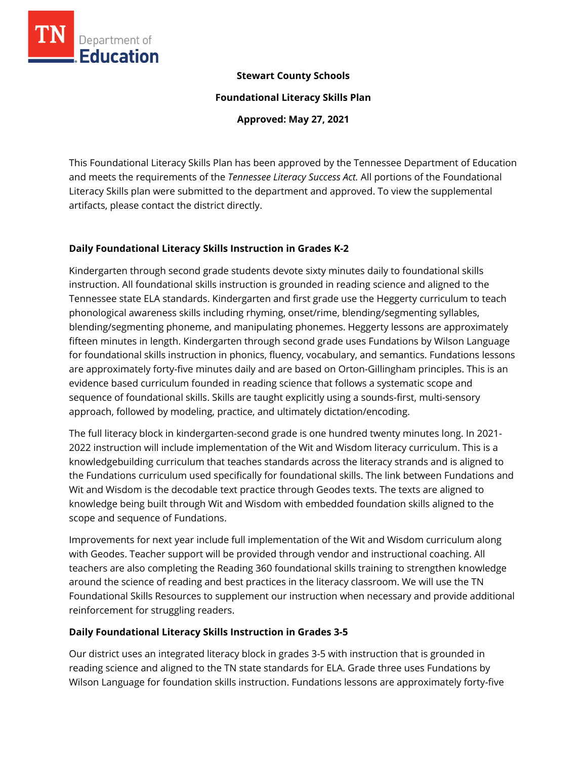**Stewart County Schools**

**Foundational Literacy Skills Plan**

**Approved: May 27, 2021**

This Foundational Literacy Skills Plan has been approved by the Tennessee Department of Education and meets the requirements of the *Tennessee Literacy Success Act.* All portions of the Foundational Literacy Skills plan were submitted to the department and approved. To view the supplemental artifacts, please contact the district directly.

## Daily Foundational Literacy Skills Instruction in Grades K-2

Kindergarten through second grade students devote sixty minutes daily to foundational skills instruction. All foundational skills instruction is grounded in reading science and aligned to the Tennessee state ELA standards. Kindergarten and first grade use the Heggerty curriculum to teach phonological awareness skills including rhyming, onset/rime, blending/segmenting syllables, blending/segmenting phoneme, and manipulating phonemes. Heggerty lessons are approximately fifteen minutes in length. Kindergarten through second grade uses Fundations by Wilson Language for foundational skills instruction in phonics, fluency, vocabulary, and semantics. Fundations lessons are approximately forty-five minutes daily and are based on Orton-Gillingham principles. This is an evidence based curriculum founded in reading science that follows a systematic scope and sequence of foundational skills. Skills are taught explicitly using a sounds-first, multi-sensory approach, followed by modeling, practice, and ultimately dictation/encoding.

The full literacy block in kindergarten-second grade is one hundred twenty minutes long. In 2021-2022 instruction will include implementation of the Wit and Wisdom literacy curriculum. This is a knowledgebuilding curriculum that teaches standards across the literacy strands and is aligned to the Fundations curriculum used specifically for foundational skills. The link between Fundations and Wit and Wisdom is the decodable text practice through Geodes texts. The texts are aligned to knowledge being built through Wit and Wisdom with embedded foundation skills aligned to the scope and sequence of Fundations.

Improvements for next year include full implementation of the Wit and Wisdom curriculum along with Geodes. Teacher support will be provided through vendor and instructional coaching. All teachers are also completing the Reading 360 foundational skills training to strengthen knowledge around the science of reading and best practices in the literacy classroom. We will use the TN Foundational Skills Resources to supplement our instruction when necessary and provide additional reinforcement for struggling readers.

## Daily Foundational Literacy Skills Instruction in Grades 3-5

Our district uses an integrated literacy block in grades 3-5 with instruction that is grounded in reading science and aligned to the TN state standards for ELA. Grade three uses Fundations by Wilson Language for foundation skills instruction. Fundations lessons are approximately forty-five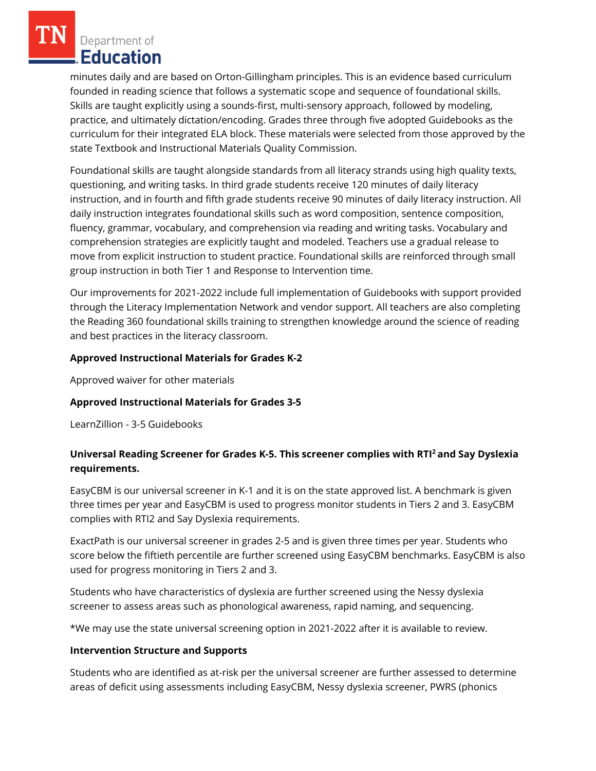minutes daily and are based on Orton-Gillingham principles. This is an evidence based curriculum founded in reading science that follows a systematic scope and sequence of foundational skills. Skills are taught explicitly using a sounds-first, multi-sensory approach, followed by modeling, practice, and ultimately dictation/encoding. Grades three through five adopted Guidebooks as the curriculum for their integrated ELA block. These materials were selected from those approved by the state Textbook and Instructional Materials Quality Commission.

Foundational skills are taught alongside standards from all literacy strands using high quality texts, questioning, and writing tasks. In third grade students receive 120 minutes of daily literacy instruction, and in fourth and fifth grade students receive 90 minutes of daily literacy instruction. All daily instruction integrates foundational skills such as word composition, sentence composition, fluency, grammar, vocabulary, and comprehension via reading and writing tasks. Vocabulary and comprehension strategies are explicitly taught and modeled. Teachers use a gradual release to move from explicit instruction to student practice. Foundational skills are reinforced through small group instruction in both Tier 1 and Response to Intervention time.

Our improvements for 2021-2022 include full implementation of Guidebooks with support provided through the Literacy Implementation Network and vendor support. All teachers are also completing the Reading 360 foundational skills training to strengthen knowledge around the science of reading and best practices in the literacy classroom.

**Approved Instructional Materials for Grades K-2**

Approved waiver for other materials

**Approved Instructional Materials for Grades 3-5**

LearnZillion - 3-5 Guidebooks

**Universal Reading Screener for Grades K-5. This screener complies with RTI² and Say Dyslexia requirements.**

EasyCBM is our universal screener in K-1 and it is on the state approved list. A benchmark is given three times per year and EasyCBM is used to progress monitor students in Tiers 2 and 3. EasyCBM complies with RTI2 and Say Dyslexia requirements.

ExactPath is our universal screener in grades 2-5 and is given three times per year. Students who score below the fiftieth percentile are further screened using EasyCBM benchmarks. EasyCBM is also used for progress monitoring in Tiers 2 and 3.

Students who have characteristics of dyslexia are further screened using the Nessy dyslexia screener to assess areas such as phonological awareness, rapid naming, and sequencing.

*We may use the state universal screening option in 2021-2022 after it is available to review.

**Intervention Structure and Supports**

Students who are identified as at-risk per the universal screener are further assessed to determine areas of deficit using assessments including EasyCBM, Nessy dyslexia screener, PWRS (phonics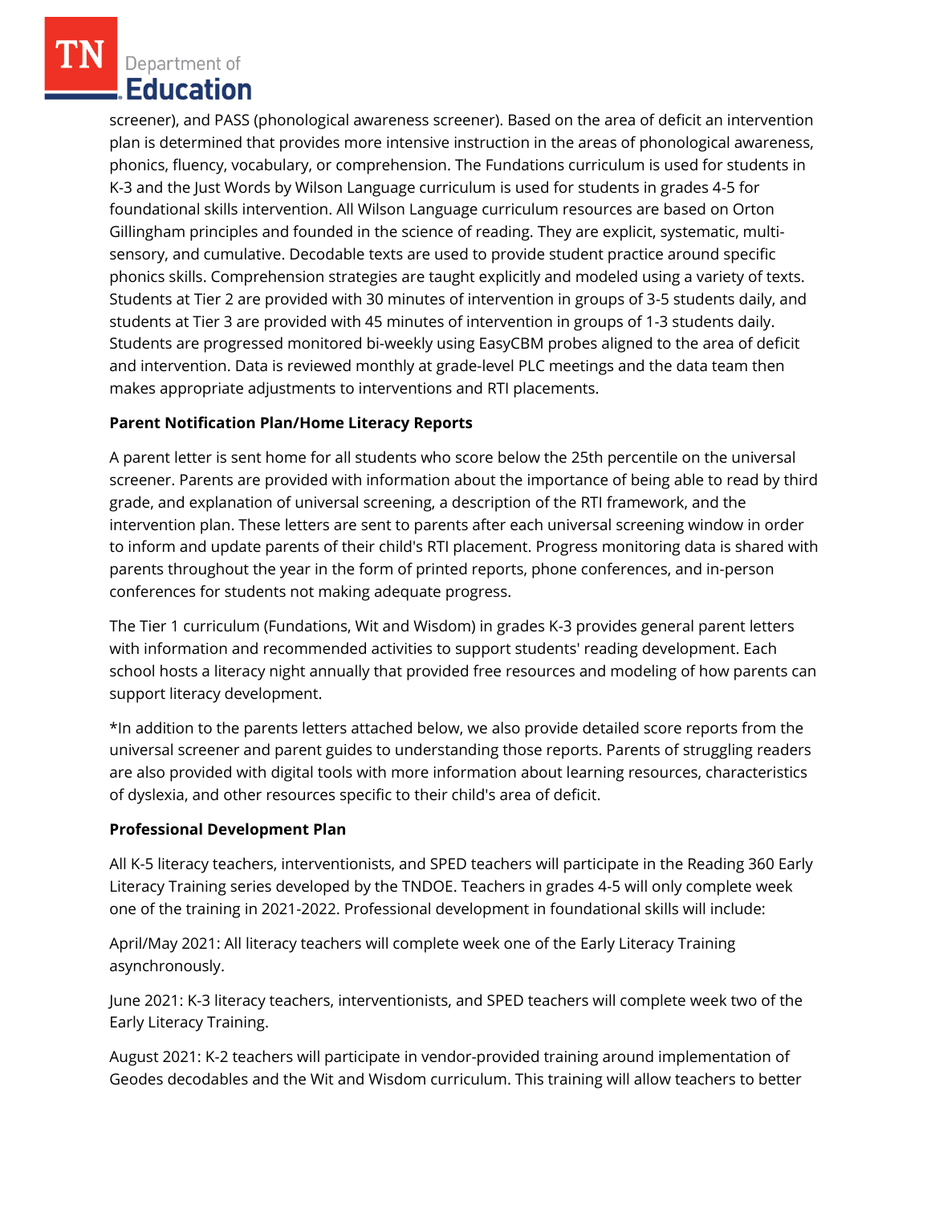screener), and PASS (phonological awareness screener). Based on the area of deficit an intervention plan is determined that provides more intensive instruction in the areas of phonological awareness, phonics, fluency, vocabulary, or comprehension. The Fundations curriculum is used for students in K-3 and the Just Words by Wilson Language curriculum is used for students in grades 4-5 for foundational skills intervention. All Wilson Language curriculum resources are based on Orton Gillingham principles and founded in the science of reading. They are explicit, systematic, multi-sensory, and cumulative. Decodable texts are used to provide student practice around specific phonics skills. Comprehension strategies are taught explicitly and modeled using a variety of texts. Students at Tier 2 are provided with 30 minutes of intervention in groups of 3-5 students daily, and students at Tier 3 are provided with 45 minutes of intervention in groups of 1-3 students daily. Students are progressed monitored bi-weekly using EasyCBM probes aligned to the area of deficit and intervention. Data is reviewed monthly at grade-level PLC meetings and the data team then makes appropriate adjustments to interventions and RTI placements.

**Parent Notification Plan/Home Literacy Reports**

A parent letter is sent home for all students who score below the 25th percentile on the universal screener. Parents are provided with information about the importance of being able to read by third grade, and explanation of universal screening, a description of the RTI framework, and the intervention plan. These letters are sent to parents after each universal screening window in order to inform and update parents of their child's RTI placement. Progress monitoring data is shared with parents throughout the year in the form of printed reports, phone conferences, and in-person conferences for students not making adequate progress.

The Tier 1 curriculum (Fundations, Wit and Wisdom) in grades K-3 provides general parent letters with information and recommended activities to support students' reading development. Each school hosts a literacy night annually that provided free resources and modeling of how parents can support literacy development.

*In addition to the parents letters attached below, we also provide detailed score reports from the universal screener and parent guides to understanding those reports. Parents of struggling readers are also provided with digital tools with more information about learning resources, characteristics of dyslexia, and other resources specific to their child's area of deficit.

**Professional Development Plan**

All K-5 literacy teachers, interventionists, and SPED teachers will participate in the Reading 360 Early Literacy Training series developed by the TNDOE. Teachers in grades 4-5 will only complete week one of the training in 2021-2022. Professional development in foundational skills will include:

April/May 2021: All literacy teachers will complete week one of the Early Literacy Training asynchronously.

June 2021: K-3 literacy teachers, interventionists, and SPED teachers will complete week two of the Early Literacy Training.

August 2021: K-2 teachers will participate in vendor-provided training around implementation of Geodes decodables and the Wit and Wisdom curriculum. This training will allow teachers to better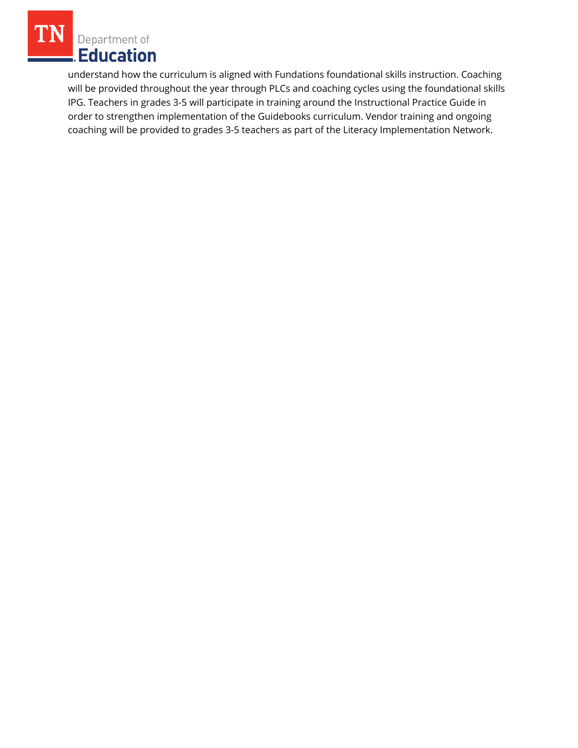understand how the curriculum is aligned with Fundations foundational skills instruction. Coaching will be provided throughout the year through PLCs and coaching cycles using the foundational skills IPG. Teachers in grades 3-5 will participate in training around the Instructional Practice Guide in order to strengthen implementation of the Guidebooks curriculum. Vendor training and ongoing coaching will be provided to grades 3-5 teachers as part of the Literacy Implementation Network.